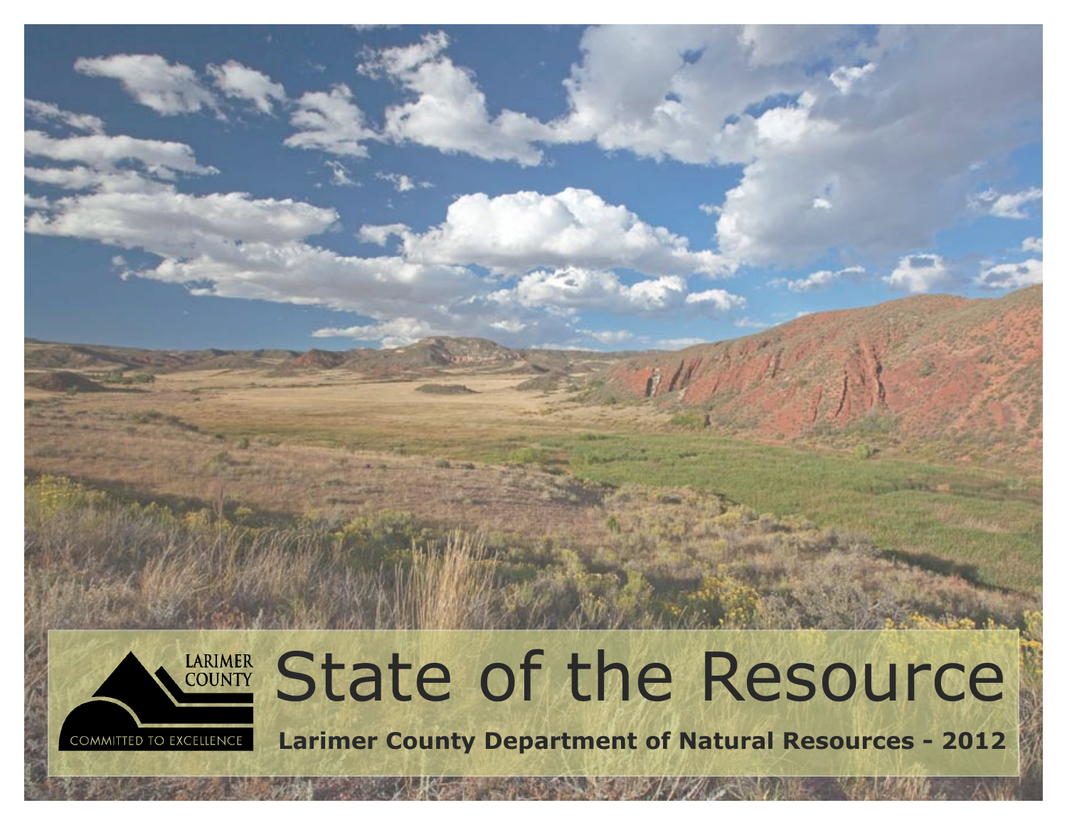LARIMER COUNTY

COMMITTED TO EXCELLENCE

# State of the Resource

**Larimer County Department of Natural Resources - 2012**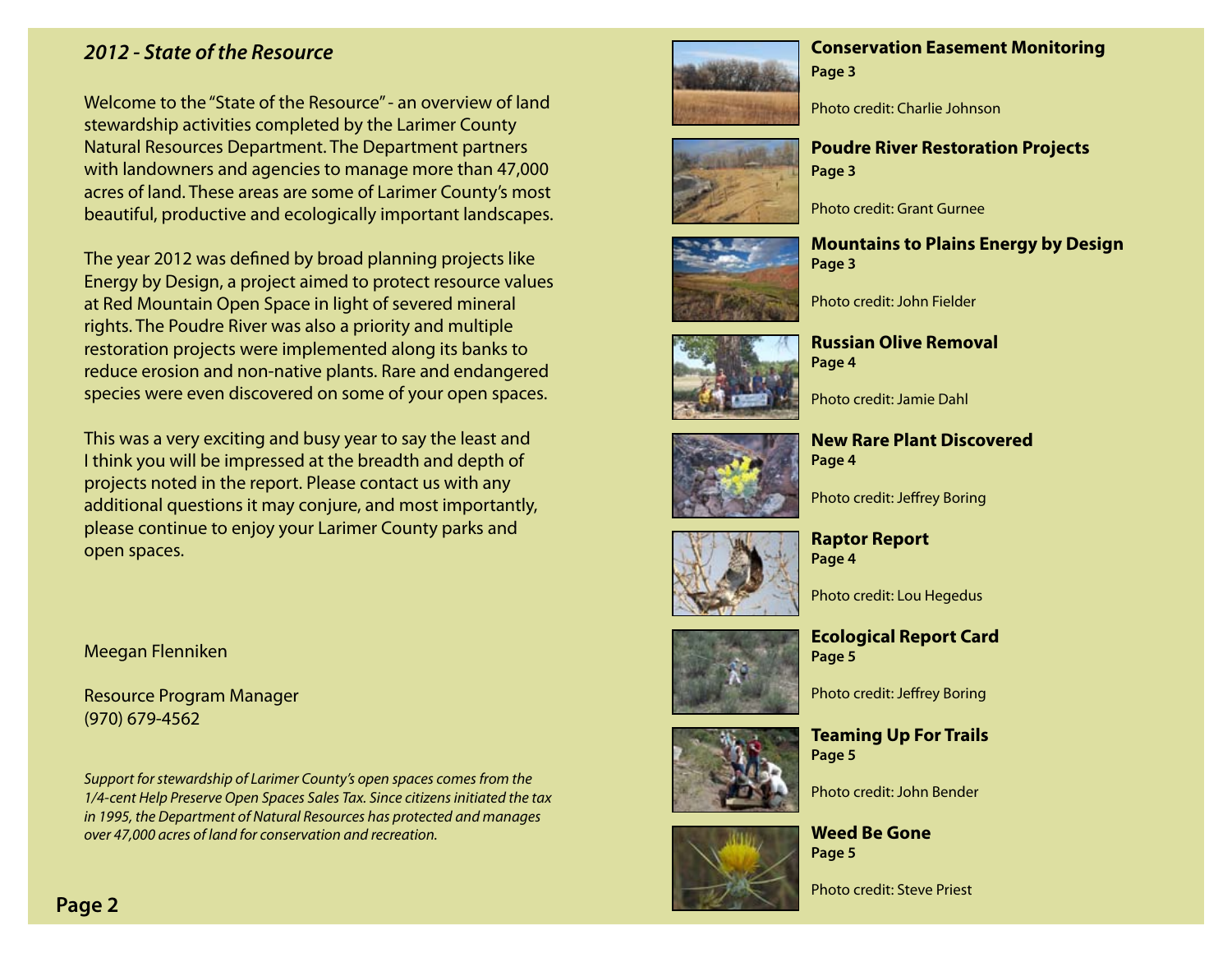## *2012 - State of the Resource*

Welcome to the "State of the Resource" - an overview of land stewardship activities completed by the Larimer County Natural Resources Department. The Department partners with landowners and agencies to manage more than 47,000 acres of land. These areas are some of Larimer County's most beautiful, productive and ecologically important landscapes.

The year 2012 was defined by broad planning projects like Energy by Design, a project aimed to protect resource values at Red Mountain Open Space in light of severed mineral rights. The Poudre River was also a priority and multiple restoration projects were implemented along its banks to reduce erosion and non-native plants. Rare and endangered species were even discovered on some of your open spaces.

This was a very exciting and busy year to say the least and I think you will be impressed at the breadth and depth of projects noted in the report. Please contact us with any additional questions it may conjure, and most importantly, please continue to enjoy your Larimer County parks and open spaces.

Meegan Flenniken

Resource Program Manager
(970) 679-4562

*Support for stewardship of Larimer County's open spaces comes from the 1/4-cent Help Preserve Open Spaces Sales Tax. Since citizens initiated the tax in 1995, the Department of Natural Resources has protected and manages over 47,000 acres of land for conservation and recreation.*

**Conservation Easement Monitoring**
**Page 3**

Photo credit: Charlie Johnson

**Poudre River Restoration Projects**
**Page 3**

Photo credit: Grant Gurnee

**Mountains to Plains Energy by Design**
**Page 3**

Photo credit: John Fielder

**Russian Olive Removal**
**Page 4**

Photo credit: Jamie Dahl

**New Rare Plant Discovered**
**Page 4**

Photo credit: Jeffrey Boring

**Raptor Report**
**Page 4**

Photo credit: Lou Hegedus

**Ecological Report Card**
**Page 5**

Photo credit: Jeffrey Boring

**Teaming Up For Trails**
**Page 5**

Photo credit: John Bender

**Weed Be Gone**
**Page 5**

Photo credit: Steve Priest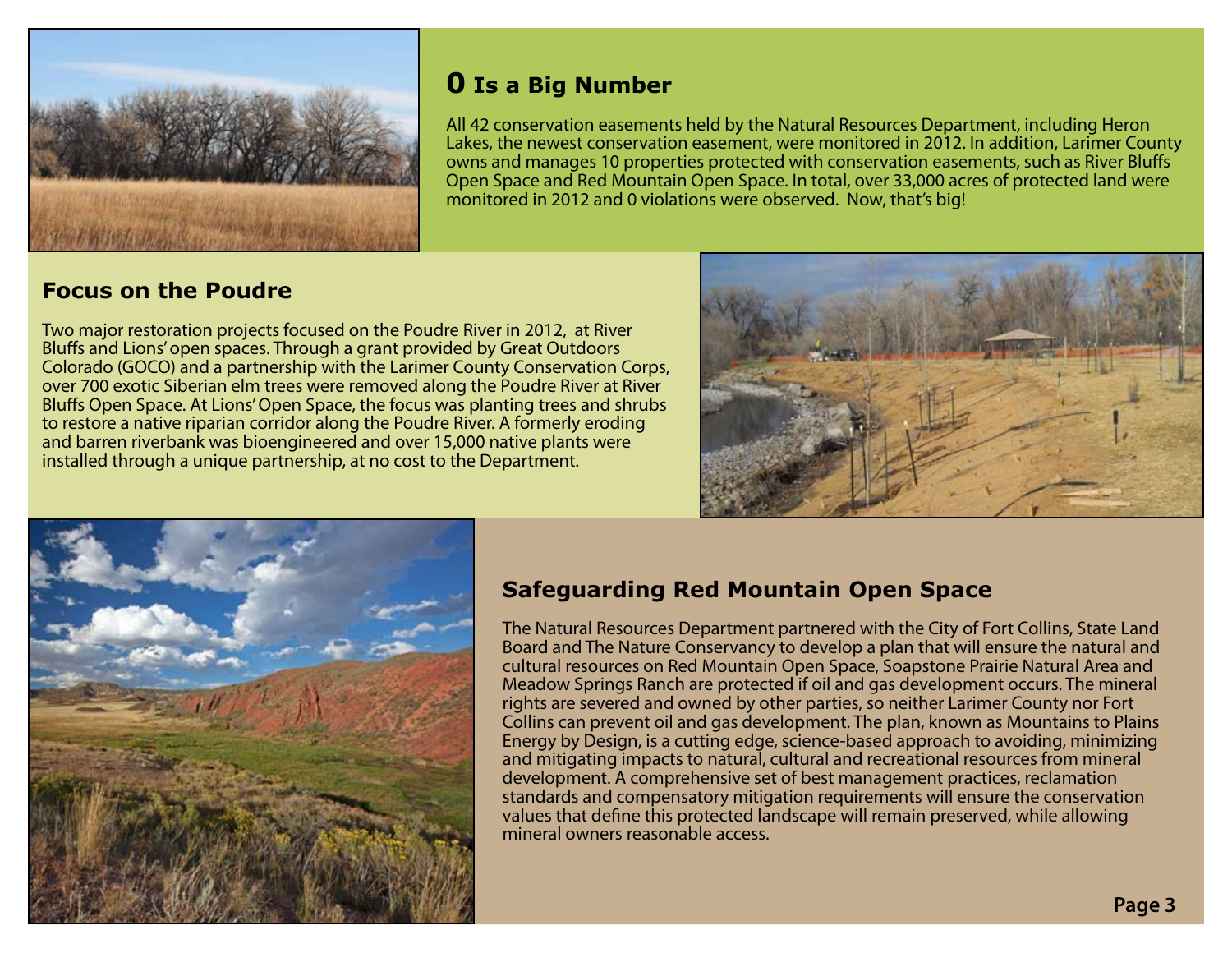## 0 Is a Big Number

All 42 conservation easements held by the Natural Resources Department, including Heron Lakes, the newest conservation easement, were monitored in 2012. In addition, Larimer County owns and manages 10 properties protected with conservation easements, such as River Bluffs Open Space and Red Mountain Open Space. In total, over 33,000 acres of protected land were monitored in 2012 and 0 violations were observed. Now, that's big!

## Focus on the Poudre

Two major restoration projects focused on the Poudre River in 2012, at River Bluffs and Lions' open spaces. Through a grant provided by Great Outdoors Colorado (GOCO) and a partnership with the Larimer County Conservation Corps, over 700 exotic Siberian elm trees were removed along the Poudre River at River Bluffs Open Space. At Lions' Open Space, the focus was planting trees and shrubs to restore a native riparian corridor along the Poudre River. A formerly eroding and barren riverbank was bioengineered and over 15,000 native plants were installed through a unique partnership, at no cost to the Department.

## Safeguarding Red Mountain Open Space

The Natural Resources Department partnered with the City of Fort Collins, State Land Board and The Nature Conservancy to develop a plan that will ensure the natural and cultural resources on Red Mountain Open Space, Soapstone Prairie Natural Area and Meadow Springs Ranch are protected if oil and gas development occurs. The mineral rights are severed and owned by other parties, so neither Larimer County nor Fort Collins can prevent oil and gas development. The plan, known as Mountains to Plains Energy by Design, is a cutting edge, science-based approach to avoiding, minimizing and mitigating impacts to natural, cultural and recreational resources from mineral development. A comprehensive set of best management practices, reclamation standards and compensatory mitigation requirements will ensure the conservation values that define this protected landscape will remain preserved, while allowing mineral owners reasonable access.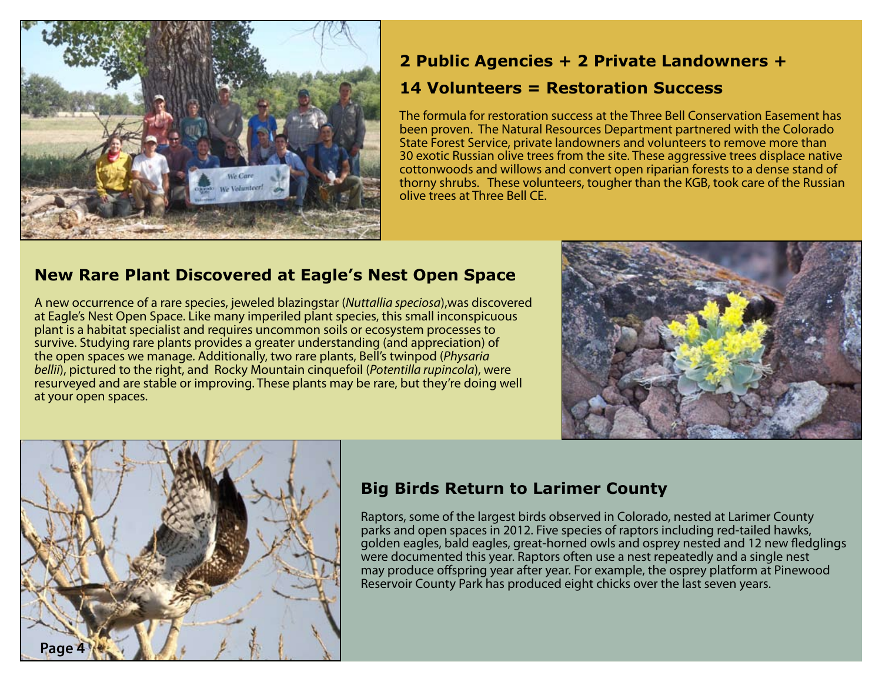## 2 Public Agencies + 2 Private Landowners + 14 Volunteers = Restoration Success

The formula for restoration success at the Three Bell Conservation Easement has been proven. The Natural Resources Department partnered with the Colorado State Forest Service, private landowners and volunteers to remove more than 30 exotic Russian olive trees from the site. These aggressive trees displace native cottonwoods and willows and convert open riparian forests to a dense stand of thorny shrubs. These volunteers, tougher than the KGB, took care of the Russian olive trees at Three Bell CE.

## New Rare Plant Discovered at Eagle's Nest Open Space

A new occurrence of a rare species, jeweled blazingstar (*Nuttallia speciosa*),was discovered at Eagle's Nest Open Space. Like many imperiled plant species, this small inconspicuous plant is a habitat specialist and requires uncommon soils or ecosystem processes to survive. Studying rare plants provides a greater understanding (and appreciation) of the open spaces we manage. Additionally, two rare plants, Bell's twinpod (*Physaria bellii*), pictured to the right, and Rocky Mountain cinquefoil (*Potentilla rupincola*), were resurveyed and are stable or improving. These plants may be rare, but they're doing well at your open spaces.

## Big Birds Return to Larimer County

Raptors, some of the largest birds observed in Colorado, nested at Larimer County parks and open spaces in 2012. Five species of raptors including red-tailed hawks, golden eagles, bald eagles, great-horned owls and osprey nested and 12 new fledglings were documented this year. Raptors often use a nest repeatedly and a single nest may produce offspring year after year. For example, the osprey platform at Pinewood Reservoir County Park has produced eight chicks over the last seven years.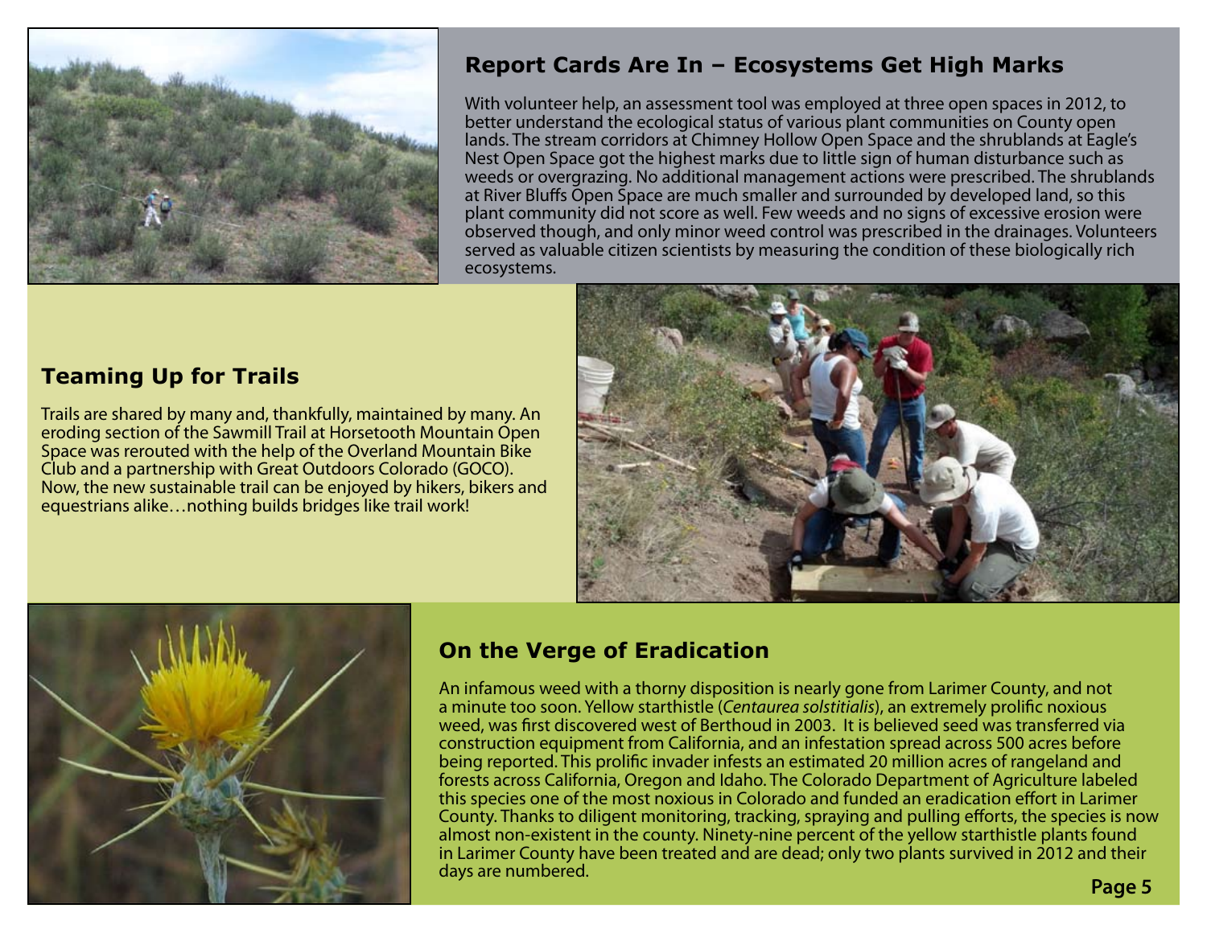## Report Cards Are In – Ecosystems Get High Marks

With volunteer help, an assessment tool was employed at three open spaces in 2012, to better understand the ecological status of various plant communities on County open lands. The stream corridors at Chimney Hollow Open Space and the shrublands at Eagle's Nest Open Space got the highest marks due to little sign of human disturbance such as weeds or overgrazing. No additional management actions were prescribed. The shrublands at River Bluffs Open Space are much smaller and surrounded by developed land, so this plant community did not score as well. Few weeds and no signs of excessive erosion were observed though, and only minor weed control was prescribed in the drainages. Volunteers served as valuable citizen scientists by measuring the condition of these biologically rich ecosystems.

## Teaming Up for Trails

Trails are shared by many and, thankfully, maintained by many. An eroding section of the Sawmill Trail at Horsetooth Mountain Open Space was rerouted with the help of the Overland Mountain Bike Club and a partnership with Great Outdoors Colorado (GOCO). Now, the new sustainable trail can be enjoyed by hikers, bikers and equestrians alike…nothing builds bridges like trail work!

## On the Verge of Eradication

An infamous weed with a thorny disposition is nearly gone from Larimer County, and not a minute too soon. Yellow starthistle (*Centaurea solstitialis*), an extremely prolific noxious weed, was first discovered west of Berthoud in 2003. It is believed seed was transferred via construction equipment from California, and an infestation spread across 500 acres before being reported. This prolific invader infests an estimated 20 million acres of rangeland and forests across California, Oregon and Idaho. The Colorado Department of Agriculture labeled this species one of the most noxious in Colorado and funded an eradication effort in Larimer County. Thanks to diligent monitoring, tracking, spraying and pulling efforts, the species is now almost non-existent in the county. Ninety-nine percent of the yellow starthistle plants found in Larimer County have been treated and are dead; only two plants survived in 2012 and their days are numbered.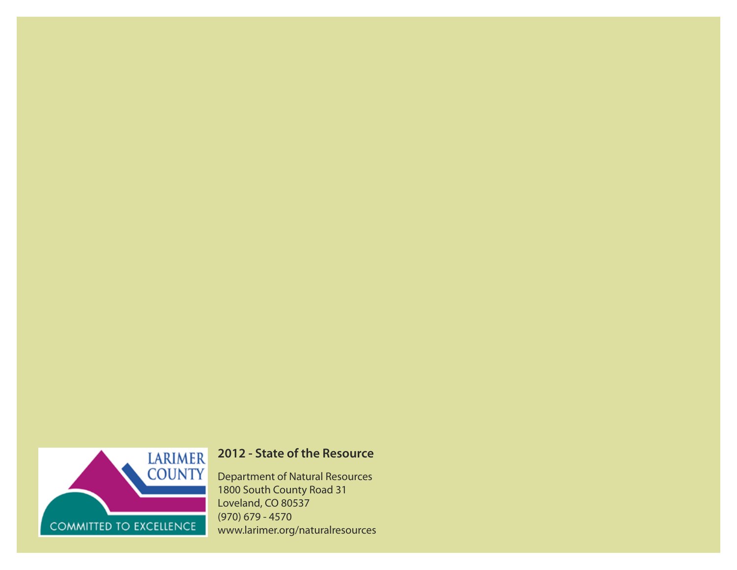LARIMER COUNTY

COMMITTED TO EXCELLENCE

**2012 - State of the Resource**

Department of Natural Resources
1800 South County Road 31
Loveland, CO 80537
(970) 679 - 4570
www.larimer.org/naturalresources